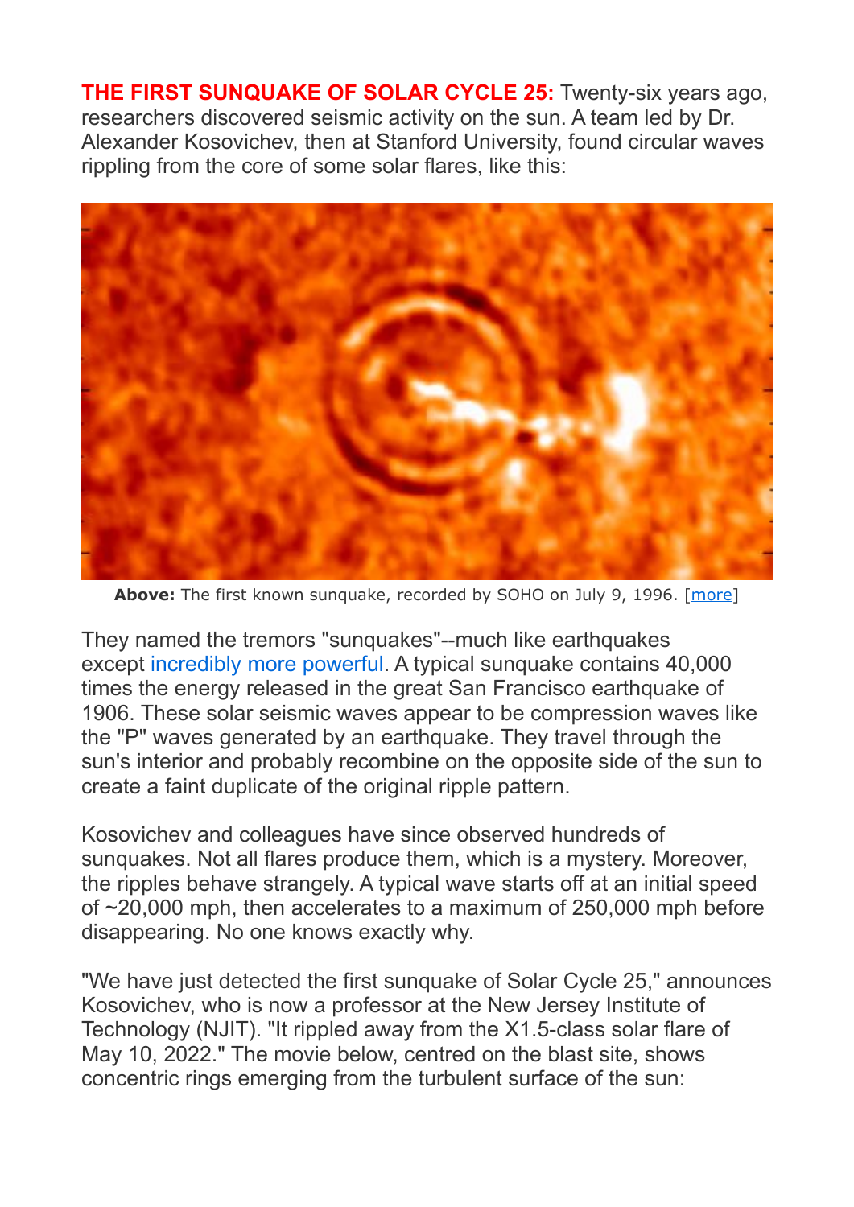**THE FIRST SUNQUAKE OF SOLAR CYCLE 25:** Twenty-six years ago, researchers discovered seismic activity on the sun. A team led by Dr. Alexander Kosovichev, then at Stanford University, found circular waves rippling from the core of some solar flares, like this:

**Above:** The first known sunquake, recorded by SOHO on July 9, 1996. [more]

They named the tremors "sunquakes"--much like earthquakes except incredibly more powerful. A typical sunquake contains 40,000 times the energy released in the great San Francisco earthquake of 1906. These solar seismic waves appear to be compression waves like the "P" waves generated by an earthquake. They travel through the sun's interior and probably recombine on the opposite side of the sun to create a faint duplicate of the original ripple pattern.

Kosovichev and colleagues have since observed hundreds of sunquakes. Not all flares produce them, which is a mystery. Moreover, the ripples behave strangely. A typical wave starts off at an initial speed of ~20,000 mph, then accelerates to a maximum of 250,000 mph before disappearing. No one knows exactly why.

"We have just detected the first sunquake of Solar Cycle 25," announces Kosovichev, who is now a professor at the New Jersey Institute of Technology (NJIT). "It rippled away from the X1.5-class solar flare of May 10, 2022." The movie below, centred on the blast site, shows concentric rings emerging from the turbulent surface of the sun: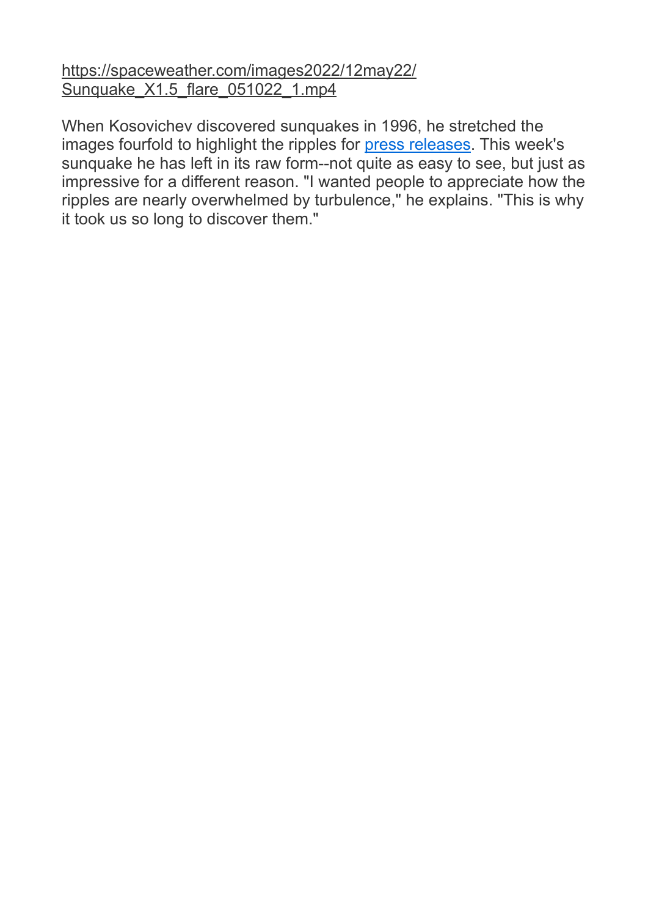[https://spaceweather.com/images2022/12may22/Sunquake_X1.5_flare_051022_1.mp4](https://spaceweather.com/images2022/12may22/Sunquake_X1.5_flare_051022_1.mp4)

When Kosovichev discovered sunquakes in 1996, he stretched the images fourfold to highlight the ripples for press releases. This week's sunquake he has left in its raw form--not quite as easy to see, but just as impressive for a different reason. "I wanted people to appreciate how the ripples are nearly overwhelmed by turbulence," he explains. "This is why it took us so long to discover them."